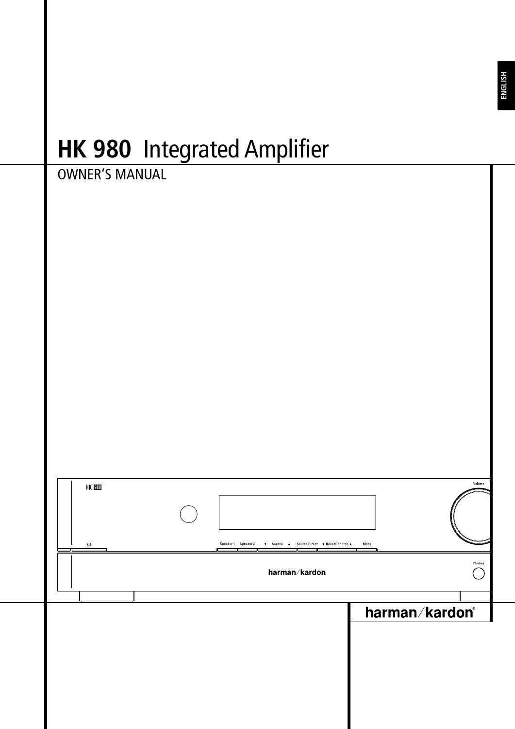ENGLISH

# HK 980 Integrated Amplifier

OWNER'S MANUAL

harman/kardon®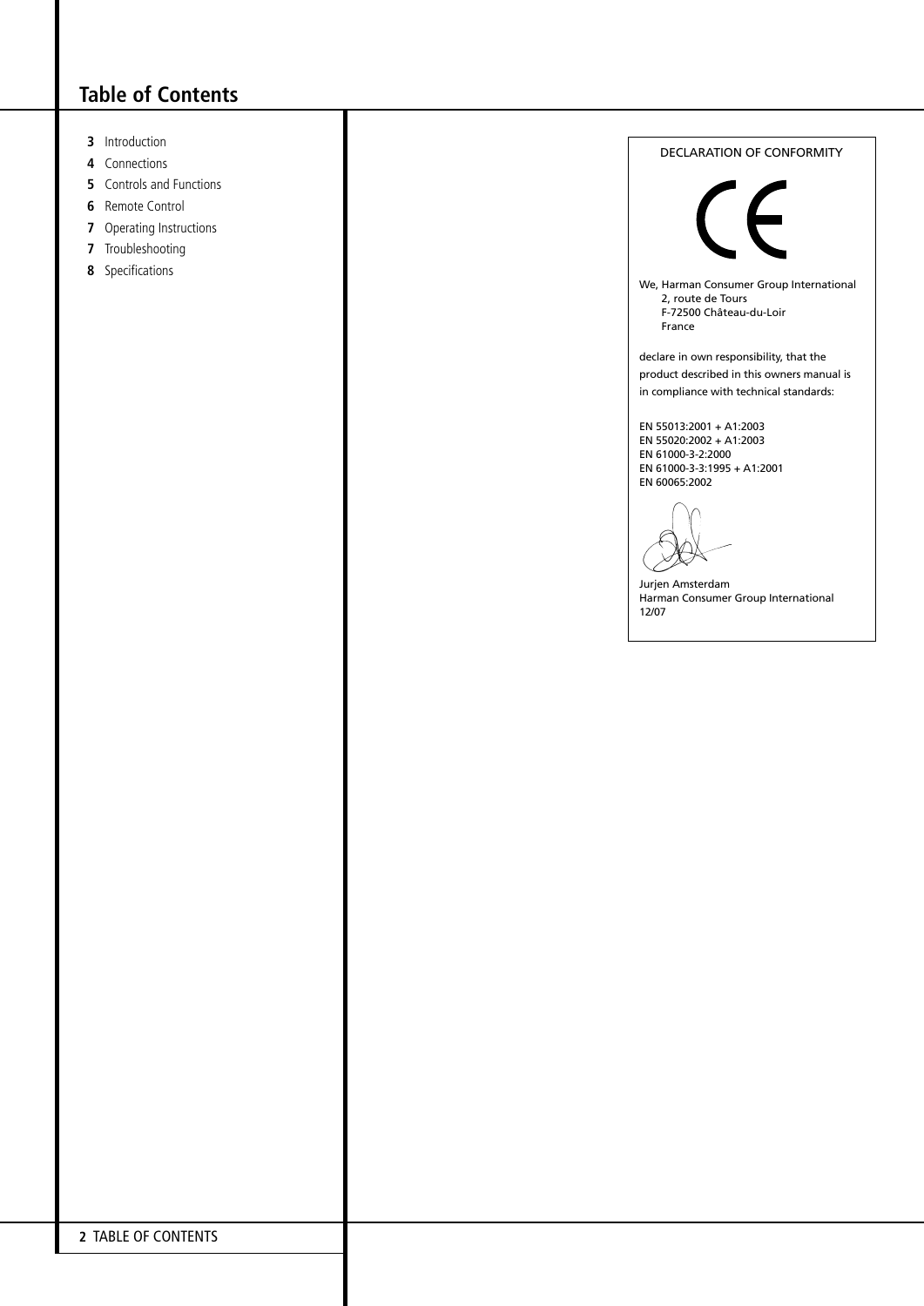# Table of Contents

- **3** Introduction
- **4** Connections
- **5** Controls and Functions
- **6** Remote Control
- **7** Operating Instructions
- **7** Troubleshooting
- **8** Specifications

DECLARATION OF CONFORMITY

CE

We, Harman Consumer Group International
2, route de Tours
F-72500 Château-du-Loir
France

declare in own responsibility, that the product described in this owners manual is in compliance with technical standards:

EN 55013:2001 + A1:2003
EN 55020:2002 + A1:2003
EN 61000-3-2:2000
EN 61000-3-3:1995 + A1:2001
EN 60065:2002

Jurjen Amsterdam
Harman Consumer Group International
12/07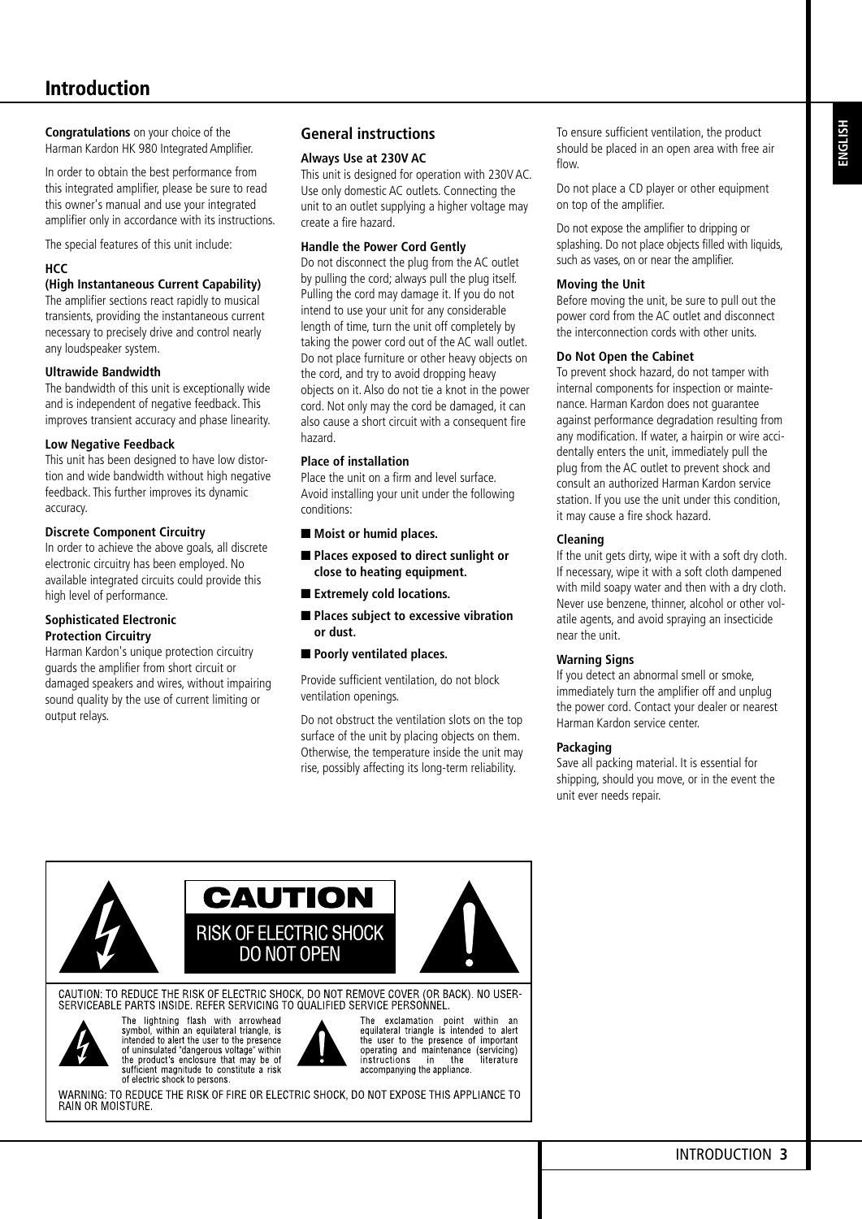# Introduction

**Congratulations** on your choice of the Harman Kardon HK 980 Integrated Amplifier.

In order to obtain the best performance from this integrated amplifier, please be sure to read this owner's manual and use your integrated amplifier only in accordance with its instructions.

The special features of this unit include:

**HCC**
**(High Instantaneous Current Capability)**
The amplifier sections react rapidly to musical transients, providing the instantaneous current necessary to precisely drive and control nearly any loudspeaker system.

**Ultrawide Bandwidth**
The bandwidth of this unit is exceptionally wide and is independent of negative feedback. This improves transient accuracy and phase linearity.

**Low Negative Feedback**
This unit has been designed to have low distortion and wide bandwidth without high negative feedback. This further improves its dynamic accuracy.

**Discrete Component Circuitry**
In order to achieve the above goals, all discrete electronic circuitry has been employed. No available integrated circuits could provide this high level of performance.

**Sophisticated Electronic Protection Circuitry**
Harman Kardon's unique protection circuitry guards the amplifier from short circuit or damaged speakers and wires, without impairing sound quality by the use of current limiting or output relays.

## General instructions

**Always Use at 230V AC**
This unit is designed for operation with 230V AC. Use only domestic AC outlets. Connecting the unit to an outlet supplying a higher voltage may create a fire hazard.

**Handle the Power Cord Gently**
Do not disconnect the plug from the AC outlet by pulling the cord; always pull the plug itself. Pulling the cord may damage it. If you do not intend to use your unit for any considerable length of time, turn the unit off completely by taking the power cord out of the AC wall outlet. Do not place furniture or other heavy objects on the cord, and try to avoid dropping heavy objects on it. Also do not tie a knot in the power cord. Not only may the cord be damaged, it can also cause a short circuit with a consequent fire hazard.

**Place of installation**
Place the unit on a firm and level surface. Avoid installing your unit under the following conditions:

- **Moist or humid places.**
- **Places exposed to direct sunlight or close to heating equipment.**
- **Extremely cold locations.**
- **Places subject to excessive vibration or dust.**
- **Poorly ventilated places.**

Provide sufficient ventilation, do not block ventilation openings.

Do not obstruct the ventilation slots on the top surface of the unit by placing objects on them. Otherwise, the temperature inside the unit may rise, possibly affecting its long-term reliability.

To ensure sufficient ventilation, the product should be placed in an open area with free air flow.

Do not place a CD player or other equipment on top of the amplifier.

Do not expose the amplifier to dripping or splashing. Do not place objects filled with liquids, such as vases, on or near the amplifier.

**Moving the Unit**
Before moving the unit, be sure to pull out the power cord from the AC outlet and disconnect the interconnection cords with other units.

**Do Not Open the Cabinet**
To prevent shock hazard, do not tamper with internal components for inspection or maintenance. Harman Kardon does not guarantee against performance degradation resulting from any modification. If water, a hairpin or wire accidentally enters the unit, immediately pull the plug from the AC outlet to prevent shock and consult an authorized Harman Kardon service station. If you use the unit under this condition, it may cause a fire shock hazard.

**Cleaning**
If the unit gets dirty, wipe it with a soft dry cloth. If necessary, wipe it with a soft cloth dampened with mild soapy water and then with a dry cloth. Never use benzene, thinner, alcohol or other volatile agents, and avoid spraying an insecticide near the unit.

**Warning Signs**
If you detect an abnormal smell or smoke, immediately turn the amplifier off and unplug the power cord. Contact your dealer or nearest Harman Kardon service center.

**Packaging**
Save all packing material. It is essential for shipping, should you move, or in the event the unit ever needs repair.

**CAUTION**
RISK OF ELECTRIC SHOCK
DO NOT OPEN

CAUTION: TO REDUCE THE RISK OF ELECTRIC SHOCK, DO NOT REMOVE COVER (OR BACK). NO USER-SERVICEABLE PARTS INSIDE. REFER SERVICING TO QUALIFIED SERVICE PERSONNEL.

The lightning flash with arrowhead symbol, within an equilateral triangle, is intended to alert the user to the presence of uninsulated "dangerous voltage" within the product's enclosure that may be of sufficient magnitude to constitute a risk of electric shock to persons.

The exclamation point within an equilateral triangle is intended to alert the user to the presence of important operating and maintenance (servicing) instructions in the literature accompanying the appliance.

WARNING: TO REDUCE THE RISK OF FIRE OR ELECTRIC SHOCK, DO NOT EXPOSE THIS APPLIANCE TO RAIN OR MOISTURE.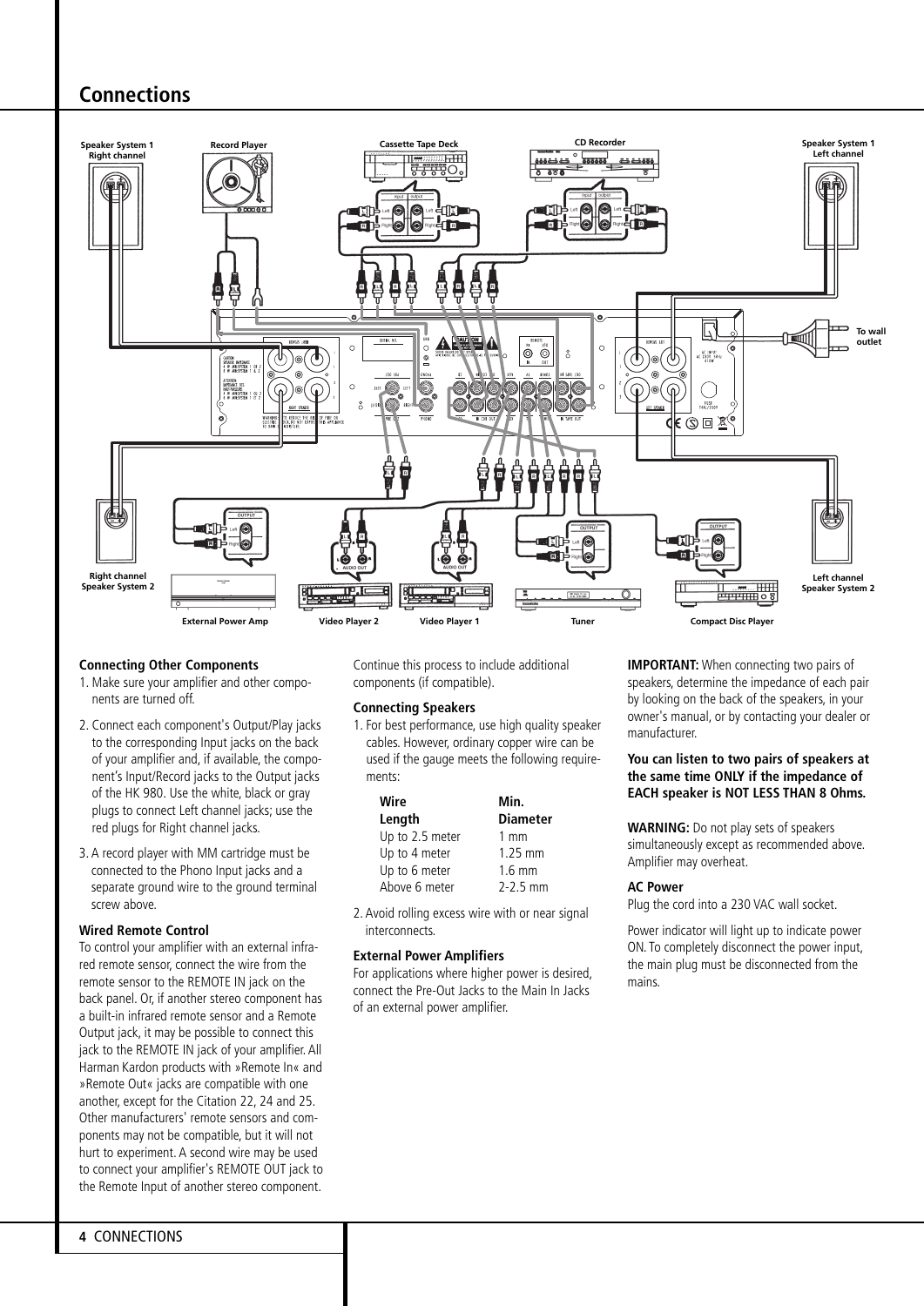# Connections

Speaker System 1 Right channel

Record Player

Cassette Tape Deck

CD Recorder

Speaker System 1 Left channel

To wall outlet

Right channel Speaker System 2

Left channel Speaker System 2

External Power Amp

Video Player 2

Video Player 1

Tuner

Compact Disc Player

### Connecting Other Components

1. Make sure your amplifier and other components are turned off.
2. Connect each component's Output/Play jacks to the corresponding Input jacks on the back of your amplifier and, if available, the component's Input/Record jacks to the Output jacks of the HK 980. Use the white, black or gray plugs to connect Left channel jacks; use the red plugs for Right channel jacks.
3. A record player with MM cartridge must be connected to the Phono Input jacks and a separate ground wire to the ground terminal screw above.

### Wired Remote Control

To control your amplifier with an external infrared remote sensor, connect the wire from the remote sensor to the REMOTE IN jack on the back panel. Or, if another stereo component has a built-in infrared remote sensor and a Remote Output jack, it may be possible to connect this jack to the REMOTE IN jack of your amplifier. All Harman Kardon products with »Remote In« and »Remote Out« jacks are compatible with one another, except for the Citation 22, 24 and 25. Other manufacturers' remote sensors and components may not be compatible, but it will not hurt to experiment. A second wire may be used to connect your amplifier's REMOTE OUT jack to the Remote Input of another stereo component. Continue this process to include additional components (if compatible).

### Connecting Speakers

1. For best performance, use high quality speaker cables. However, ordinary copper wire can be used if the gauge meets the following requirements:

| Wire Length | Min. Diameter |
|---|---|
| Up to 2.5 meter | 1 mm |
| Up to 4 meter | 1.25 mm |
| Up to 6 meter | 1.6 mm |
| Above 6 meter | 2-2.5 mm |

2. Avoid rolling excess wire with or near signal interconnects.

### External Power Amplifiers

For applications where higher power is desired, connect the Pre-Out Jacks to the Main In Jacks of an external power amplifier.

**IMPORTANT:** When connecting two pairs of speakers, determine the impedance of each pair by looking on the back of the speakers, in your owner's manual, or by contacting your dealer or manufacturer.

**You can listen to two pairs of speakers at the same time ONLY if the impedance of EACH speaker is NOT LESS THAN 8 Ohms.**

**WARNING:** Do not play sets of speakers simultaneously except as recommended above. Amplifier may overheat.

### AC Power

Plug the cord into a 230 VAC wall socket.

Power indicator will light up to indicate power ON. To completely disconnect the power input, the main plug must be disconnected from the mains.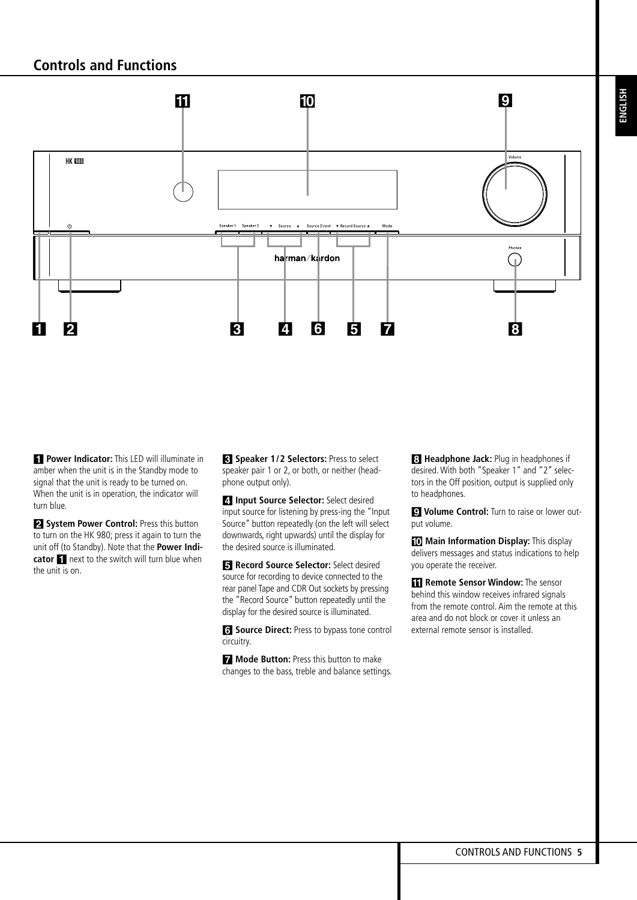## Controls and Functions

**1 Power Indicator:** This LED will illuminate in amber when the unit is in the Standby mode to signal that the unit is ready to be turned on. When the unit is in operation, the indicator will turn blue.

**2 System Power Control:** Press this button to turn on the HK 980; press it again to turn the unit off (to Standby). Note that the **Power Indicator 1** next to the switch will turn blue when the unit is on.

**3 Speaker 1/2 Selectors:** Press to select speaker pair 1 or 2, or both, or neither (headphone output only).

**4 Input Source Selector:** Select desired input source for listening by press-ing the "Input Source" button repeatedly (on the left will select downwards, right upwards) until the display for the desired source is illuminated.

**5 Record Source Selector:** Select desired source for recording to device connected to the rear panel Tape and CDR Out sockets by pressing the "Record Source" button repeatedly until the display for the desired source is illuminated.

**6 Source Direct:** Press to bypass tone control circuitry.

**7 Mode Button:** Press this button to make changes to the bass, treble and balance settings.

**8 Headphone Jack:** Plug in headphones if desired. With both "Speaker 1" and "2" selectors in the Off position, output is supplied only to headphones.

**9 Volume Control:** Turn to raise or lower output volume.

**10 Main Information Display:** This display delivers messages and status indications to help you operate the receiver.

**11 Remote Sensor Window:** The sensor behind this window receives infrared signals from the remote control. Aim the remote at this area and do not block or cover it unless an external remote sensor is installed.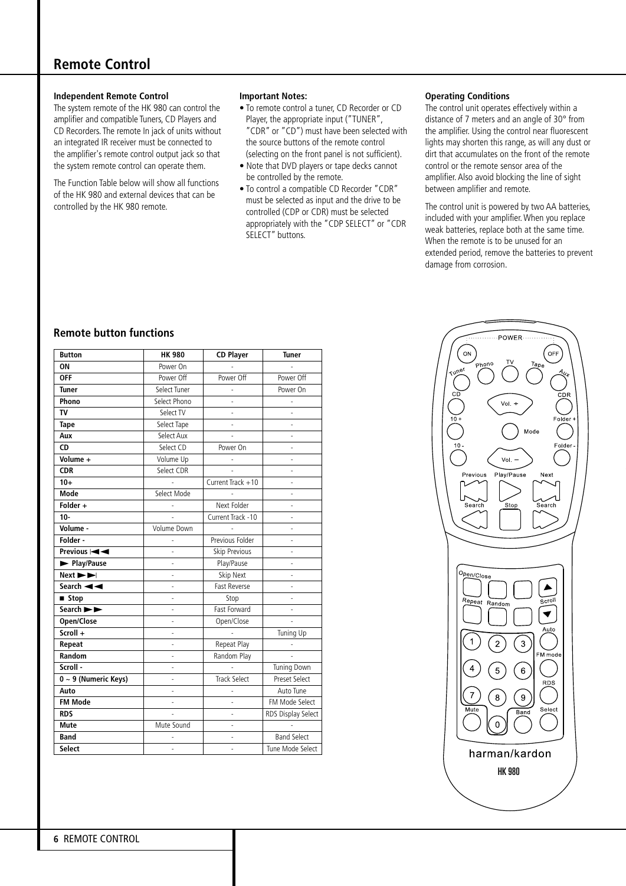# Remote Control

### Independent Remote Control

The system remote of the HK 980 can control the amplifier and compatible Tuners, CD Players and CD Recorders. The remote In jack of units without an integrated IR receiver must be connected to the amplifier's remote control output jack so that the system remote control can operate them.

The Function Table below will show all functions of the HK 980 and external devices that can be controlled by the HK 980 remote.

### Important Notes:

- To remote control a tuner, CD Recorder or CD Player, the appropriate input ("TUNER", "CDR" or "CD") must have been selected with the source buttons of the remote control (selecting on the front panel is not sufficient).
- Note that DVD players or tape decks cannot be controlled by the remote.
- To control a compatible CD Recorder "CDR" must be selected as input and the drive to be controlled (CDP or CDR) must be selected appropriately with the "CDP SELECT" or "CDR SELECT" buttons.

### Operating Conditions

The control unit operates effectively within a distance of 7 meters and an angle of 30° from the amplifier. Using the control near fluorescent lights may shorten this range, as will any dust or dirt that accumulates on the front of the remote control or the remote sensor area of the amplifier. Also avoid blocking the line of sight between amplifier and remote.

The control unit is powered by two AA batteries, included with your amplifier. When you replace weak batteries, replace both at the same time. When the remote is to be unused for an extended period, remove the batteries to prevent damage from corrosion.

## Remote button functions

| Button | HK 980 | CD Player | Tuner |
|---|---|---|---|
| ON | Power On | - | - |
| OFF | Power Off | Power Off | Power Off |
| Tuner | Select Tuner | - | Power On |
| Phono | Select Phono | - | - |
| TV | Select TV | - | - |
| Tape | Select Tape | - | - |
| Aux | Select Aux | - | - |
| CD | Select CD | Power On | - |
| Volume + | Volume Up | - | - |
| CDR | Select CDR | - | - |
| 10+ | - | Current Track +10 | - |
| Mode | Select Mode | - | - |
| Folder + | - | Next Folder | - |
| 10- | - | Current Track -10 | - |
| Volume - | Volume Down | - | - |
| Folder - | - | Previous Folder | - |
| Previous I◄◄ | - | Skip Previous | - |
| ► Play/Pause | - | Play/Pause | - |
| Next ►►I | - | Skip Next | - |
| Search ◄◄ | - | Fast Reverse | - |
| ■ Stop | - | Stop | - |
| Search ►► | - | Fast Forward | - |
| Open/Close | - | Open/Close | - |
| Scroll + | - | - | Tuning Up |
| Repeat | - | Repeat Play | - |
| Random | - | Random Play | - |
| Scroll - | - | - | Tuning Down |
| 0 ~ 9 (Numeric Keys) | - | Track Select | Preset Select |
| Auto | - | - | Auto Tune |
| FM Mode | - | - | FM Mode Select |
| RDS | - | - | RDS Display Select |
| Mute | Mute Sound | - | - |
| Band | - | - | Band Select |
| Select | - | - | Tune Mode Select |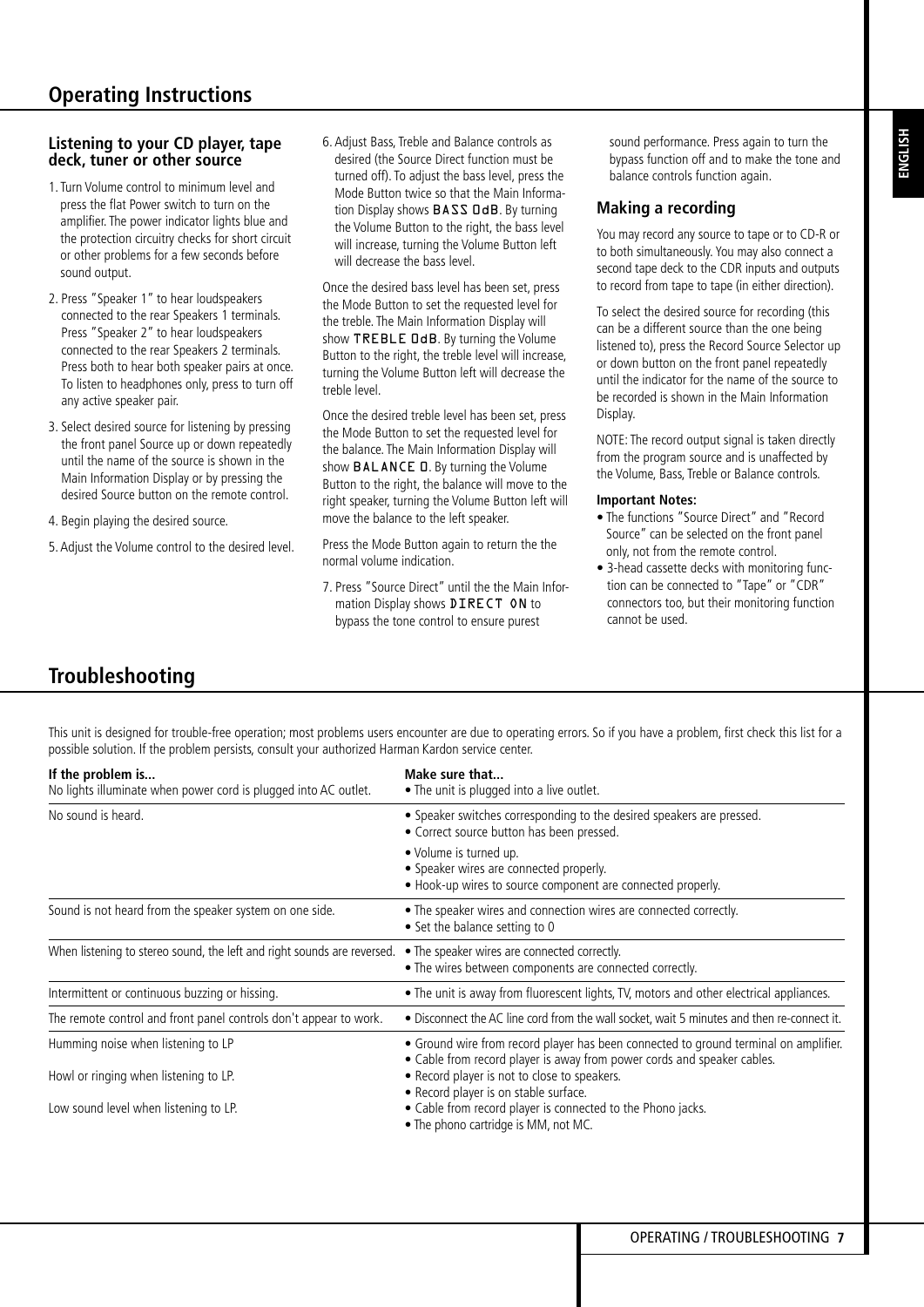# Operating Instructions

### Listening to your CD player, tape deck, tuner or other source

1. Turn Volume control to minimum level and press the flat Power switch to turn on the amplifier. The power indicator lights blue and the protection circuitry checks for short circuit or other problems for a few seconds before sound output.
2. Press "Speaker 1" to hear loudspeakers connected to the rear Speakers 1 terminals. Press "Speaker 2" to hear loudspeakers connected to the rear Speakers 2 terminals. Press both to hear both speaker pairs at once. To listen to headphones only, press to turn off any active speaker pair.
3. Select desired source for listening by pressing the front panel Source up or down repeatedly until the name of the source is shown in the Main Information Display or by pressing the desired Source button on the remote control.
4. Begin playing the desired source.
5. Adjust the Volume control to the desired level.
6. Adjust Bass, Treble and Balance controls as desired (the Source Direct function must be turned off). To adjust the bass level, press the Mode Button twice so that the Main Information Display shows BASS 0dB. By turning the Volume Button to the right, the bass level will increase, turning the Volume Button left will decrease the bass level.

Once the desired bass level has been set, press the Mode Button to set the requested level for the treble. The Main Information Display will show TREBLE 0dB. By turning the Volume Button to the right, the treble level will increase, turning the Volume Button left will decrease the treble level.

Once the desired treble level has been set, press the Mode Button to set the requested level for the balance. The Main Information Display will show BALANCE 0. By turning the Volume Button to the right, the balance will move to the right speaker, turning the Volume Button left will move the balance to the left speaker.

Press the Mode Button again to return the the normal volume indication.

7. Press "Source Direct" until the the Main Information Display shows DIRECT ON to bypass the tone control to ensure purest sound performance. Press again to turn the bypass function off and to make the tone and balance controls function again.

### Making a recording

You may record any source to tape or to CD-R or to both simultaneously. You may also connect a second tape deck to the CDR inputs and outputs to record from tape to tape (in either direction).

To select the desired source for recording (this can be a different source than the one being listened to), press the Record Source Selector up or down button on the front panel repeatedly until the indicator for the name of the source to be recorded is shown in the Main Information Display.

NOTE: The record output signal is taken directly from the program source and is unaffected by the Volume, Bass, Treble or Balance controls.

**Important Notes:**

- The functions "Source Direct" and "Record Source" can be selected on the front panel only, not from the remote control.
- 3-head cassette decks with monitoring function can be connected to "Tape" or "CDR" connectors too, but their monitoring function cannot be used.

# Troubleshooting

This unit is designed for trouble-free operation; most problems users encounter are due to operating errors. So if you have a problem, first check this list for a possible solution. If the problem persists, consult your authorized Harman Kardon service center.

| **If the problem is...** | **Make sure that...** |
|---|---|
| No lights illuminate when power cord is plugged into AC outlet. | • The unit is plugged into a live outlet. |
| No sound is heard. | • Speaker switches corresponding to the desired speakers are pressed.<br>• Correct source button has been pressed.<br>• Volume is turned up.<br>• Speaker wires are connected properly.<br>• Hook-up wires to source component are connected properly. |
| Sound is not heard from the speaker system on one side. | • The speaker wires and connection wires are connected correctly.<br>• Set the balance setting to 0 |
| When listening to stereo sound, the left and right sounds are reversed. | • The speaker wires are connected correctly.<br>• The wires between components are connected correctly. |
| Intermittent or continuous buzzing or hissing. | • The unit is away from fluorescent lights, TV, motors and other electrical appliances. |
| The remote control and front panel controls don't appear to work. | • Disconnect the AC line cord from the wall socket, wait 5 minutes and then re-connect it. |
| Humming noise when listening to LP | • Ground wire from record player has been connected to ground terminal on amplifier.<br>• Cable from record player is away from power cords and speaker cables. |
| Howl or ringing when listening to LP. | • Record player is not to close to speakers.<br>• Record player is on stable surface. |
| Low sound level when listening to LP. | • Cable from record player is connected to the Phono jacks.<br>• The phono cartridge is MM, not MC. |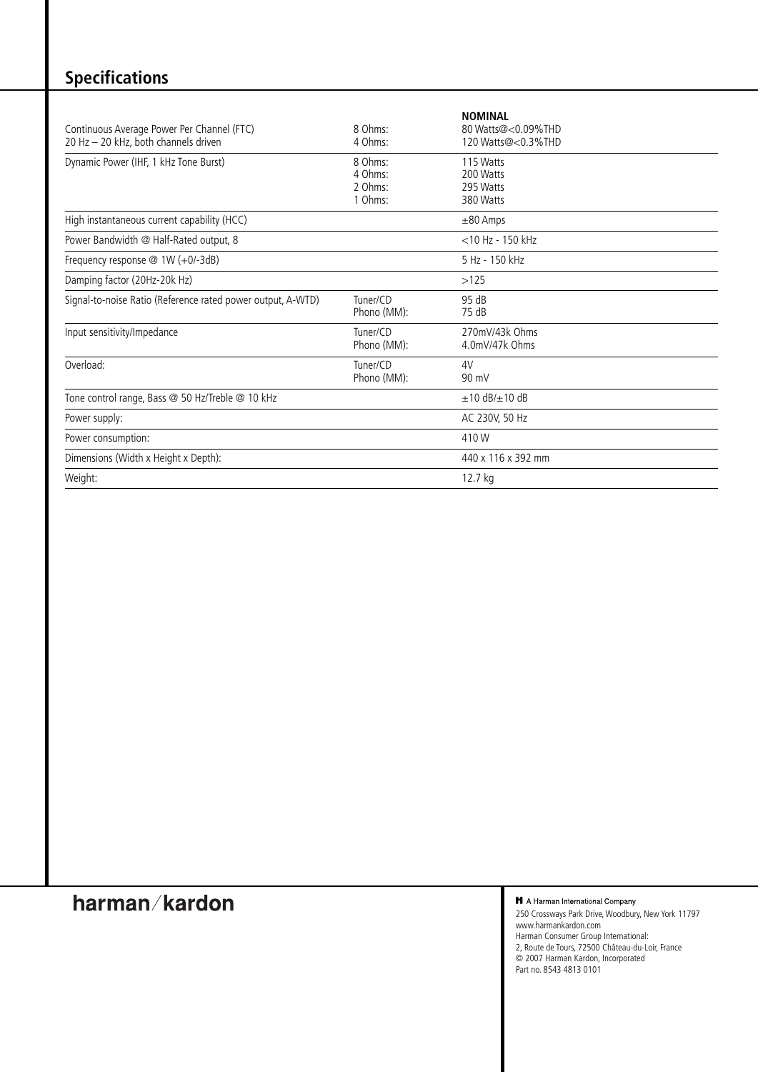## Specifications

| | | NOMINAL |
|---|---|---|
| Continuous Average Power Per Channel (FTC)<br>20 Hz – 20 kHz, both channels driven | 8 Ohms:<br>4 Ohms: | 80 Watts@<0.09%THD<br>120 Watts@<0.3%THD |
| Dynamic Power (IHF, 1 kHz Tone Burst) | 8 Ohms:<br>4 Ohms:<br>2 Ohms:<br>1 Ohms: | 115 Watts<br>200 Watts<br>295 Watts<br>380 Watts |
| High instantaneous current capability (HCC) | | ±80 Amps |
| Power Bandwidth @ Half-Rated output, 8 | | <10 Hz - 150 kHz |
| Frequency response @ 1W (+0/-3dB) | | 5 Hz - 150 kHz |
| Damping factor (20Hz-20k Hz) | | >125 |
| Signal-to-noise Ratio (Reference rated power output, A-WTD) | Tuner/CD<br>Phono (MM): | 95 dB<br>75 dB |
| Input sensitivity/Impedance | Tuner/CD<br>Phono (MM): | 270mV/43k Ohms<br>4.0mV/47k Ohms |
| Overload: | Tuner/CD<br>Phono (MM): | 4V<br>90 mV |
| Tone control range, Bass @ 50 Hz/Treble @ 10 kHz | | ±10 dB/±10 dB |
| Power supply: | | AC 230V, 50 Hz |
| Power consumption: | | 410 W |
| Dimensions (Width x Height x Depth): | | 440 x 116 x 392 mm |
| Weight: | | 12.7 kg |

harman/kardon

A Harman International Company
250 Crossways Park Drive, Woodbury, New York 11797
www.harmankardon.com
Harman Consumer Group International:
2, Route de Tours, 72500 Château-du-Loir, France
© 2007 Harman Kardon, Incorporated
Part no. 8543 4813 0101